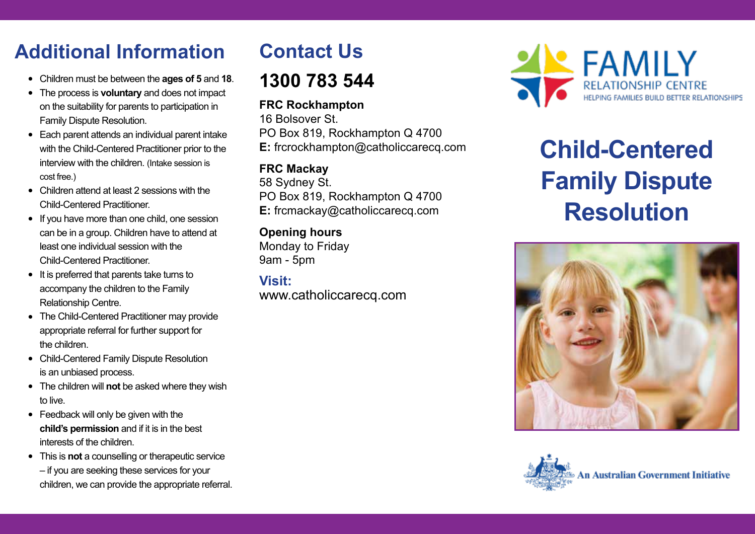## Additional Information

- Children must be between the **ages of 5** and **18**.
- The process is **voluntary** and does not impact on the suitability for parents to participation in Family Dispute Resolution.
- Each parent attends an individual parent intake with the Child-Centered Practitioner prior to the interview with the children. (Intake session is cost free.)
- Children attend at least 2 sessions with the Child-Centered Practitioner.
- If you have more than one child, one session can be in a group. Children have to attend at least one individual session with the Child-Centered Practitioner.
- It is preferred that parents take turns to accompany the children to the Family Relationship Centre.
- The Child-Centered Practitioner may provide appropriate referral for further support for the children.
- Child-Centered Family Dispute Resolution is an unbiased process.
- The children will **not** be asked where they wish to live.
- Feedback will only be given with the **child's permission** and if it is in the best interests of the children.
- This is **not** a counselling or therapeutic service – if you are seeking these services for your children, we can provide the appropriate referral.

## Contact Us

# 1300 783 544

**FRC Rockhampton**
16 Bolsover St.
PO Box 819, Rockhampton Q 4700
**E:** frcrockhampton@catholiccarecq.com

**FRC Mackay**
58 Sydney St.
PO Box 819, Rockhampton Q 4700
**E:** frcmackay@catholiccarecq.com

**Opening hours**
Monday to Friday
9am - 5pm

**Visit:**
www.catholiccarecq.com

FAMILY RELATIONSHIP CENTRE
HELPING FAMILIES BUILD BETTER RELATIONSHIPS

# Child-Centered Family Dispute Resolution

An Australian Government Initiative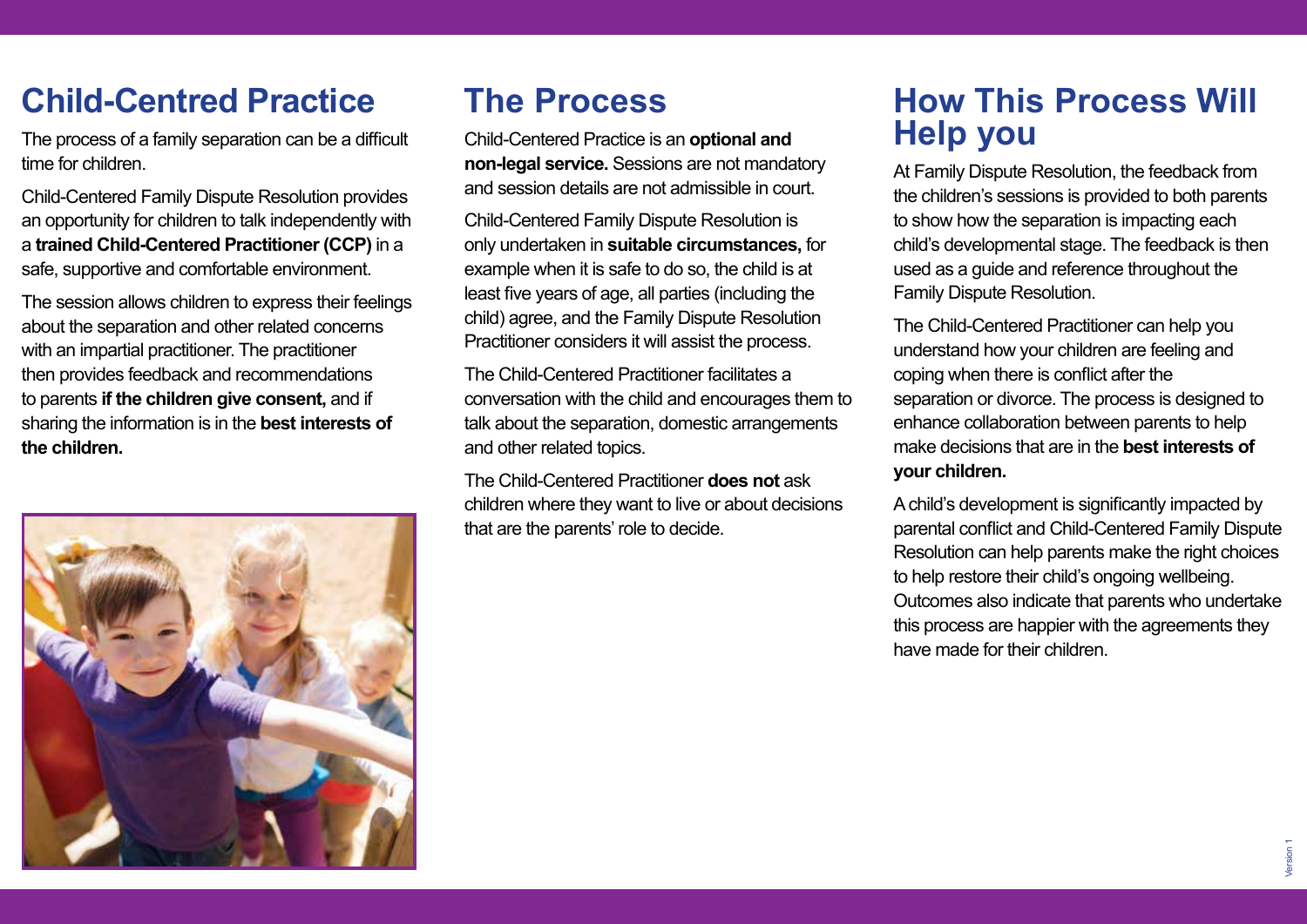## Child-Centred Practice

The process of a family separation can be a difficult time for children.

Child-Centered Family Dispute Resolution provides an opportunity for children to talk independently with a **trained Child-Centered Practitioner (CCP)** in a safe, supportive and comfortable environment.

The session allows children to express their feelings about the separation and other related concerns with an impartial practitioner. The practitioner then provides feedback and recommendations to parents **if the children give consent,** and if sharing the information is in the **best interests of the children.**

## The Process

Child-Centered Practice is an **optional and non-legal service.** Sessions are not mandatory and session details are not admissible in court.

Child-Centered Family Dispute Resolution is only undertaken in **suitable circumstances,** for example when it is safe to do so, the child is at least five years of age, all parties (including the child) agree, and the Family Dispute Resolution Practitioner considers it will assist the process.

The Child-Centered Practitioner facilitates a conversation with the child and encourages them to talk about the separation, domestic arrangements and other related topics.

The Child-Centered Practitioner **does not** ask children where they want to live or about decisions that are the parents' role to decide.

## How This Process Will Help you

At Family Dispute Resolution, the feedback from the children's sessions is provided to both parents to show how the separation is impacting each child's developmental stage. The feedback is then used as a guide and reference throughout the Family Dispute Resolution.

The Child-Centered Practitioner can help you understand how your children are feeling and coping when there is conflict after the separation or divorce. The process is designed to enhance collaboration between parents to help make decisions that are in the **best interests of your children.**

A child's development is significantly impacted by parental conflict and Child-Centered Family Dispute Resolution can help parents make the right choices to help restore their child's ongoing wellbeing. Outcomes also indicate that parents who undertake this process are happier with the agreements they have made for their children.

Version 1